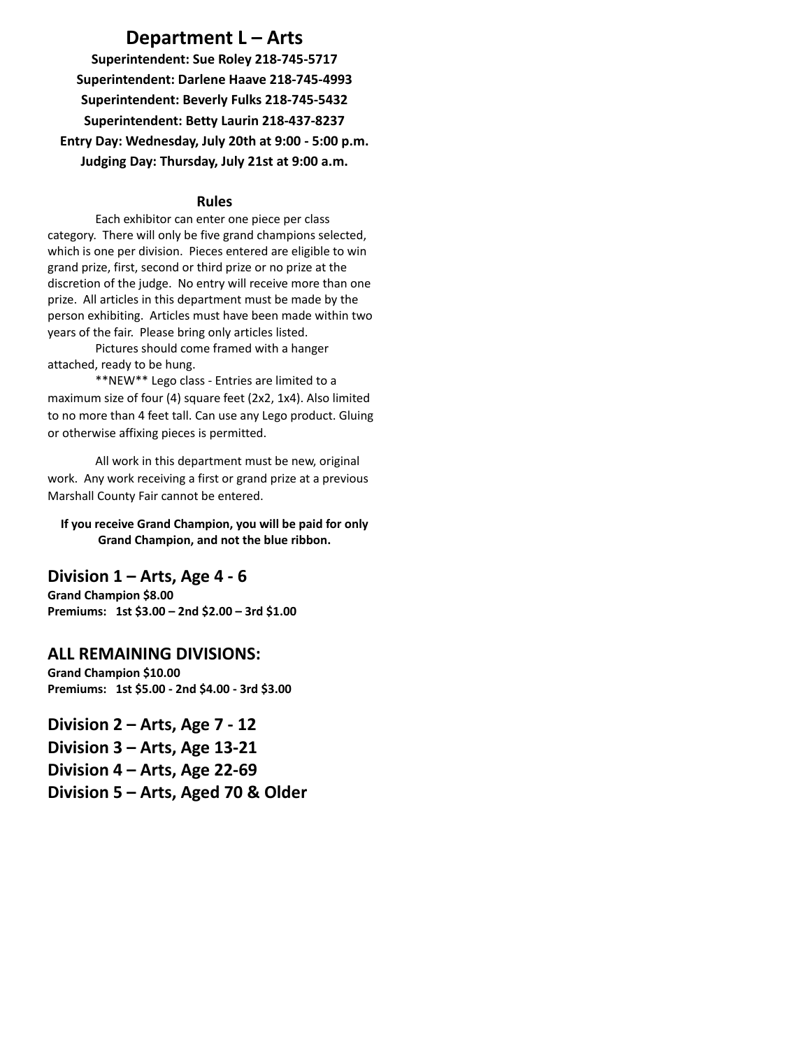# Department L – Arts

**Superintendent: Sue Roley 218-745-5717**

**Superintendent: Darlene Haave 218-745-4993**

**Superintendent: Beverly Fulks 218-745-5432**

**Superintendent: Betty Laurin 218-437-8237**

**Entry Day: Wednesday, July 20th at 9:00 - 5:00 p.m.**

**Judging Day: Thursday, July 21st at 9:00 a.m.**

## Rules

Each exhibitor can enter one piece per class category. There will only be five grand champions selected, which is one per division. Pieces entered are eligible to win grand prize, first, second or third prize or no prize at the discretion of the judge. No entry will receive more than one prize. All articles in this department must be made by the person exhibiting. Articles must have been made within two years of the fair. Please bring only articles listed.

Pictures should come framed with a hanger attached, ready to be hung.

**NEW** Lego class - Entries are limited to a maximum size of four (4) square feet (2x2, 1x4). Also limited to no more than 4 feet tall. Can use any Lego product. Gluing or otherwise affixing pieces is permitted.

All work in this department must be new, original work. Any work receiving a first or grand prize at a previous Marshall County Fair cannot be entered.

**If you receive Grand Champion, you will be paid for only Grand Champion, and not the blue ribbon.**

## Division 1 – Arts, Age 4 - 6

**Grand Champion $8.00**

**Premiums: 1st $3.00 – 2nd $2.00 – 3rd $1.00**

## ALL REMAINING DIVISIONS:

**Grand Champion $10.00**

**Premiums: 1st $5.00 - 2nd $4.00 - 3rd $3.00**

## Division 2 – Arts, Age 7 - 12

## Division 3 – Arts, Age 13-21

## Division 4 – Arts, Age 22-69

## Division 5 – Arts, Aged 70 & Older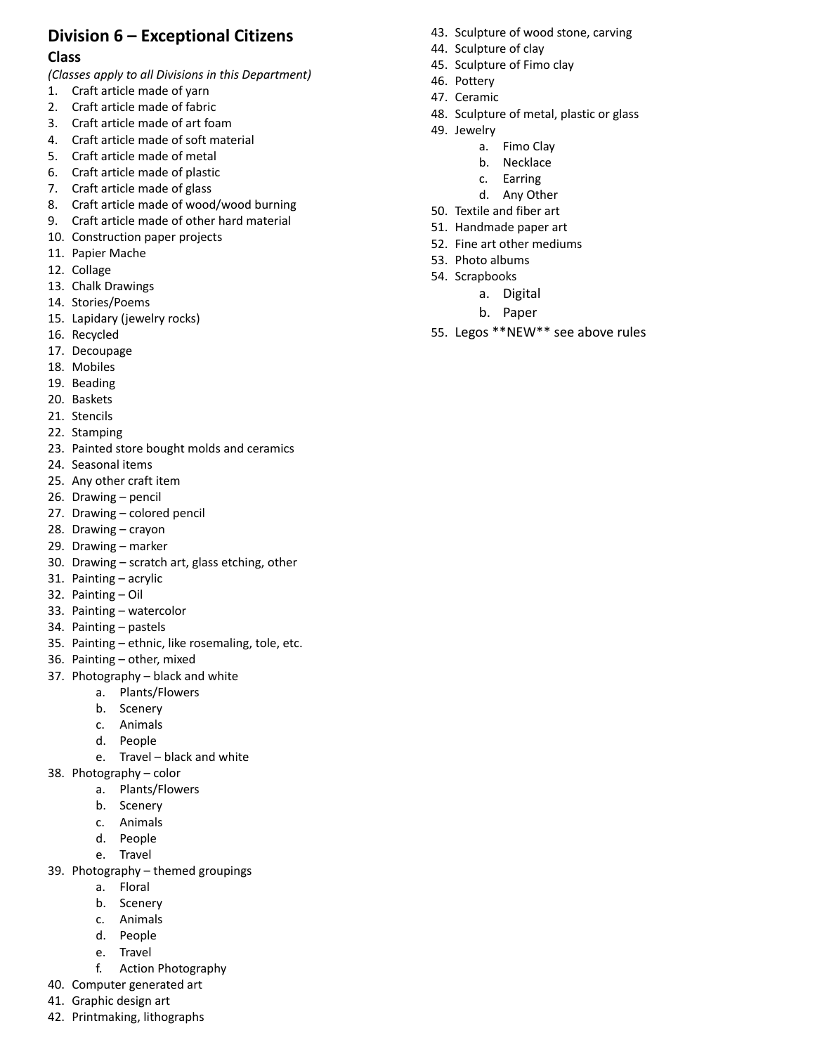## Division 6 – Exceptional Citizens

### Class

*(Classes apply to all Divisions in this Department)*

1. Craft article made of yarn
2. Craft article made of fabric
3. Craft article made of art foam
4. Craft article made of soft material
5. Craft article made of metal
6. Craft article made of plastic
7. Craft article made of glass
8. Craft article made of wood/wood burning
9. Craft article made of other hard material
10. Construction paper projects
11. Papier Mache
12. Collage
13. Chalk Drawings
14. Stories/Poems
15. Lapidary (jewelry rocks)
16. Recycled
17. Decoupage
18. Mobiles
19. Beading
20. Baskets
21. Stencils
22. Stamping
23. Painted store bought molds and ceramics
24. Seasonal items
25. Any other craft item
26. Drawing – pencil
27. Drawing – colored pencil
28. Drawing – crayon
29. Drawing – marker
30. Drawing – scratch art, glass etching, other
31. Painting – acrylic
32. Painting – Oil
33. Painting – watercolor
34. Painting – pastels
35. Painting – ethnic, like rosemaling, tole, etc.
36. Painting – other, mixed
37. Photography – black and white
    a. Plants/Flowers
    b. Scenery
    c. Animals
    d. People
    e. Travel – black and white
38. Photography – color
    a. Plants/Flowers
    b. Scenery
    c. Animals
    d. People
    e. Travel
39. Photography – themed groupings
    a. Floral
    b. Scenery
    c. Animals
    d. People
    e. Travel
    f. Action Photography
40. Computer generated art
41. Graphic design art
42. Printmaking, lithographs
43. Sculpture of wood stone, carving
44. Sculpture of clay
45. Sculpture of Fimo clay
46. Pottery
47. Ceramic
48. Sculpture of metal, plastic or glass
49. Jewelry
    a. Fimo Clay
    b. Necklace
    c. Earring
    d. Any Other
50. Textile and fiber art
51. Handmade paper art
52. Fine art other mediums
53. Photo albums
54. Scrapbooks
    a. Digital
    b. Paper
55. Legos **NEW** see above rules